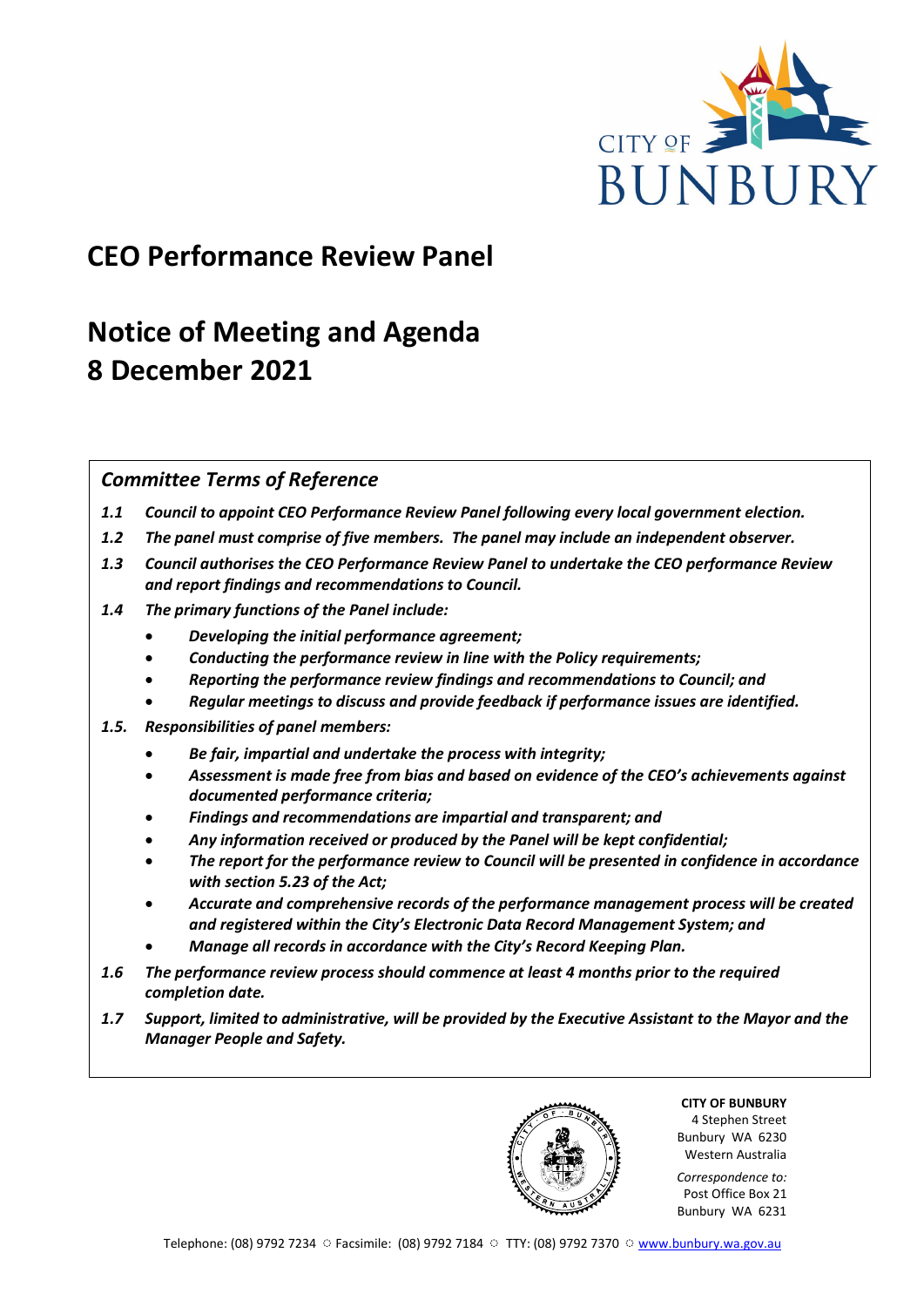# CEO Performance Review Panel

# Notice of Meeting and Agenda
# 8 December 2021

## *Committee Terms of Reference*

***1.1*** ***Council to appoint CEO Performance Review Panel following every local government election.***

***1.2*** ***The panel must comprise of five members. The panel may include an independent observer.***

***1.3*** ***Council authorises the CEO Performance Review Panel to undertake the CEO performance Review and report findings and recommendations to Council.***

***1.4*** ***The primary functions of the Panel include:***

- ***Developing the initial performance agreement;***
- ***Conducting the performance review in line with the Policy requirements;***
- ***Reporting the performance review findings and recommendations to Council; and***
- ***Regular meetings to discuss and provide feedback if performance issues are identified.***

***1.5.*** ***Responsibilities of panel members:***

- ***Be fair, impartial and undertake the process with integrity;***
- ***Assessment is made free from bias and based on evidence of the CEO's achievements against documented performance criteria;***
- ***Findings and recommendations are impartial and transparent; and***
- ***Any information received or produced by the Panel will be kept confidential;***
- ***The report for the performance review to Council will be presented in confidence in accordance with section 5.23 of the Act;***
- ***Accurate and comprehensive records of the performance management process will be created and registered within the City's Electronic Data Record Management System; and***
- ***Manage all records in accordance with the City's Record Keeping Plan.***

***1.6*** ***The performance review process should commence at least 4 months prior to the required completion date.***

***1.7*** ***Support, limited to administrative, will be provided by the Executive Assistant to the Mayor and the Manager People and Safety.***

**CITY OF BUNBURY**
4 Stephen Street
Bunbury WA 6230
Western Australia

*Correspondence to:*
Post Office Box 21
Bunbury WA 6231

Telephone: (08) 9792 7234 ◌ Facsimile: (08) 9792 7184 ◌ TTY: (08) 9792 7370 ◌ www.bunbury.wa.gov.au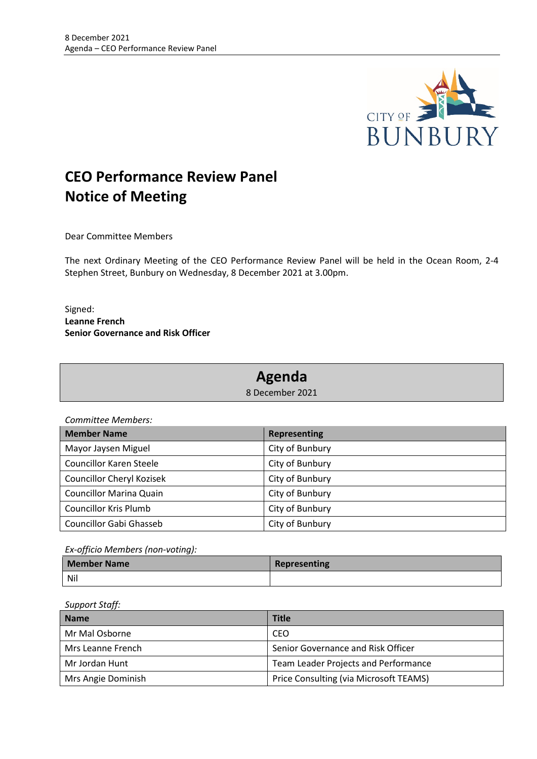# CEO Performance Review Panel
# Notice of Meeting

Dear Committee Members

The next Ordinary Meeting of the CEO Performance Review Panel will be held in the Ocean Room, 2-4 Stephen Street, Bunbury on Wednesday, 8 December 2021 at 3.00pm.

Signed:
**Leanne French**
**Senior Governance and Risk Officer**

## Agenda

8 December 2021

*Committee Members:*

| Member Name | Representing |
|---|---|
| Mayor Jaysen Miguel | City of Bunbury |
| Councillor Karen Steele | City of Bunbury |
| Councillor Cheryl Kozisek | City of Bunbury |
| Councillor Marina Quain | City of Bunbury |
| Councillor Kris Plumb | City of Bunbury |
| Councillor Gabi Ghasseb | City of Bunbury |

*Ex-officio Members (non-voting):*

| Member Name | Representing |
|---|---|
| Nil | |

*Support Staff:*

| Name | Title |
|---|---|
| Mr Mal Osborne | CEO |
| Mrs Leanne French | Senior Governance and Risk Officer |
| Mr Jordan Hunt | Team Leader Projects and Performance |
| Mrs Angie Dominish | Price Consulting (via Microsoft TEAMS) |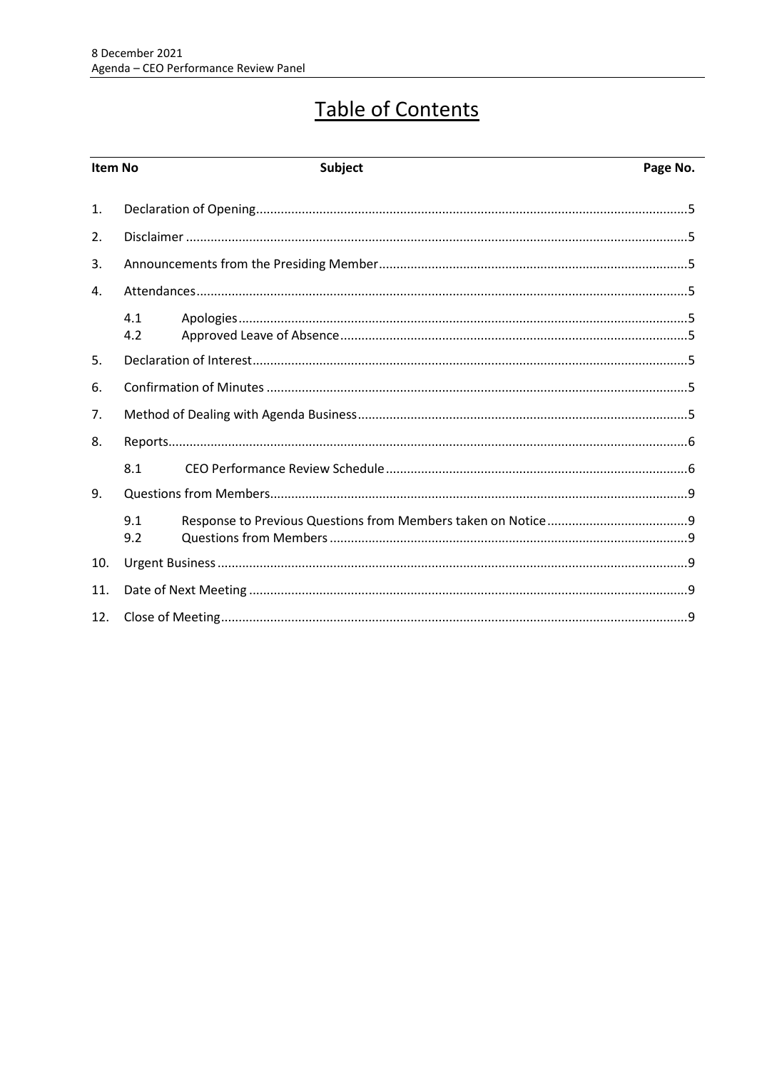# Table of Contents

| Item No | Subject | Page No. |
| --- | --- | --- |
| 1. | Declaration of Opening | 5 |
| 2. | Disclaimer | 5 |
| 3. | Announcements from the Presiding Member | 5 |
| 4. | Attendances | 5 |
| 4.1 | Apologies | 5 |
| 4.2 | Approved Leave of Absence | 5 |
| 5. | Declaration of Interest | 5 |
| 6. | Confirmation of Minutes | 5 |
| 7. | Method of Dealing with Agenda Business | 5 |
| 8. | Reports | 6 |
| 8.1 | CEO Performance Review Schedule | 6 |
| 9. | Questions from Members | 9 |
| 9.1 | Response to Previous Questions from Members taken on Notice | 9 |
| 9.2 | Questions from Members | 9 |
| 10. | Urgent Business | 9 |
| 11. | Date of Next Meeting | 9 |
| 12. | Close of Meeting | 9 |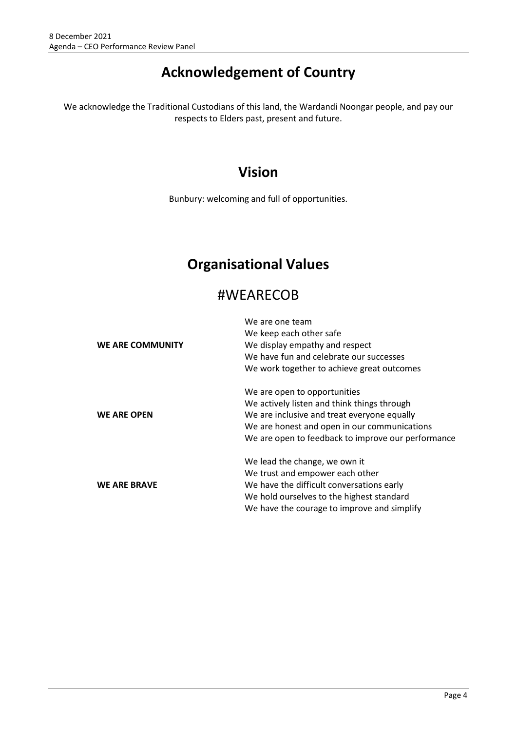# Acknowledgement of Country

We acknowledge the Traditional Custodians of this land, the Wardandi Noongar people, and pay our respects to Elders past, present and future.

# Vision

Bunbury: welcoming and full of opportunities.

# Organisational Values

## #WEARECOB

| | |
|---|---|
| **WE ARE COMMUNITY** | We are one team<br>We keep each other safe<br>We display empathy and respect<br>We have fun and celebrate our successes<br>We work together to achieve great outcomes |
| **WE ARE OPEN** | We are open to opportunities<br>We actively listen and think things through<br>We are inclusive and treat everyone equally<br>We are honest and open in our communications<br>We are open to feedback to improve our performance |
| **WE ARE BRAVE** | We lead the change, we own it<br>We trust and empower each other<br>We have the difficult conversations early<br>We hold ourselves to the highest standard<br>We have the courage to improve and simplify |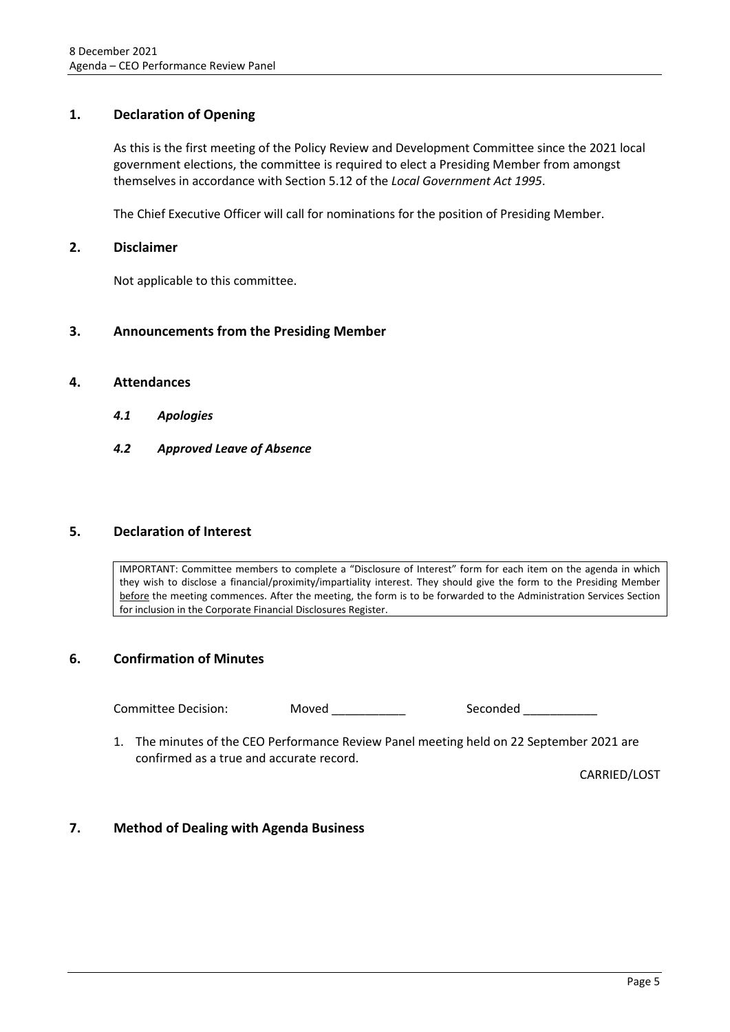## 1. Declaration of Opening

As this is the first meeting of the Policy Review and Development Committee since the 2021 local government elections, the committee is required to elect a Presiding Member from amongst themselves in accordance with Section 5.12 of the *Local Government Act 1995*.

The Chief Executive Officer will call for nominations for the position of Presiding Member.

## 2. Disclaimer

Not applicable to this committee.

## 3. Announcements from the Presiding Member

## 4. Attendances

### *4.1 Apologies*

### *4.2 Approved Leave of Absence*

## 5. Declaration of Interest

IMPORTANT: Committee members to complete a "Disclosure of Interest" form for each item on the agenda in which they wish to disclose a financial/proximity/impartiality interest. They should give the form to the Presiding Member before the meeting commences. After the meeting, the form is to be forwarded to the Administration Services Section for inclusion in the Corporate Financial Disclosures Register.

## 6. Confirmation of Minutes

Committee Decision: Moved ___________ Seconded ___________

1. The minutes of the CEO Performance Review Panel meeting held on 22 September 2021 are confirmed as a true and accurate record.

CARRIED/LOST

## 7. Method of Dealing with Agenda Business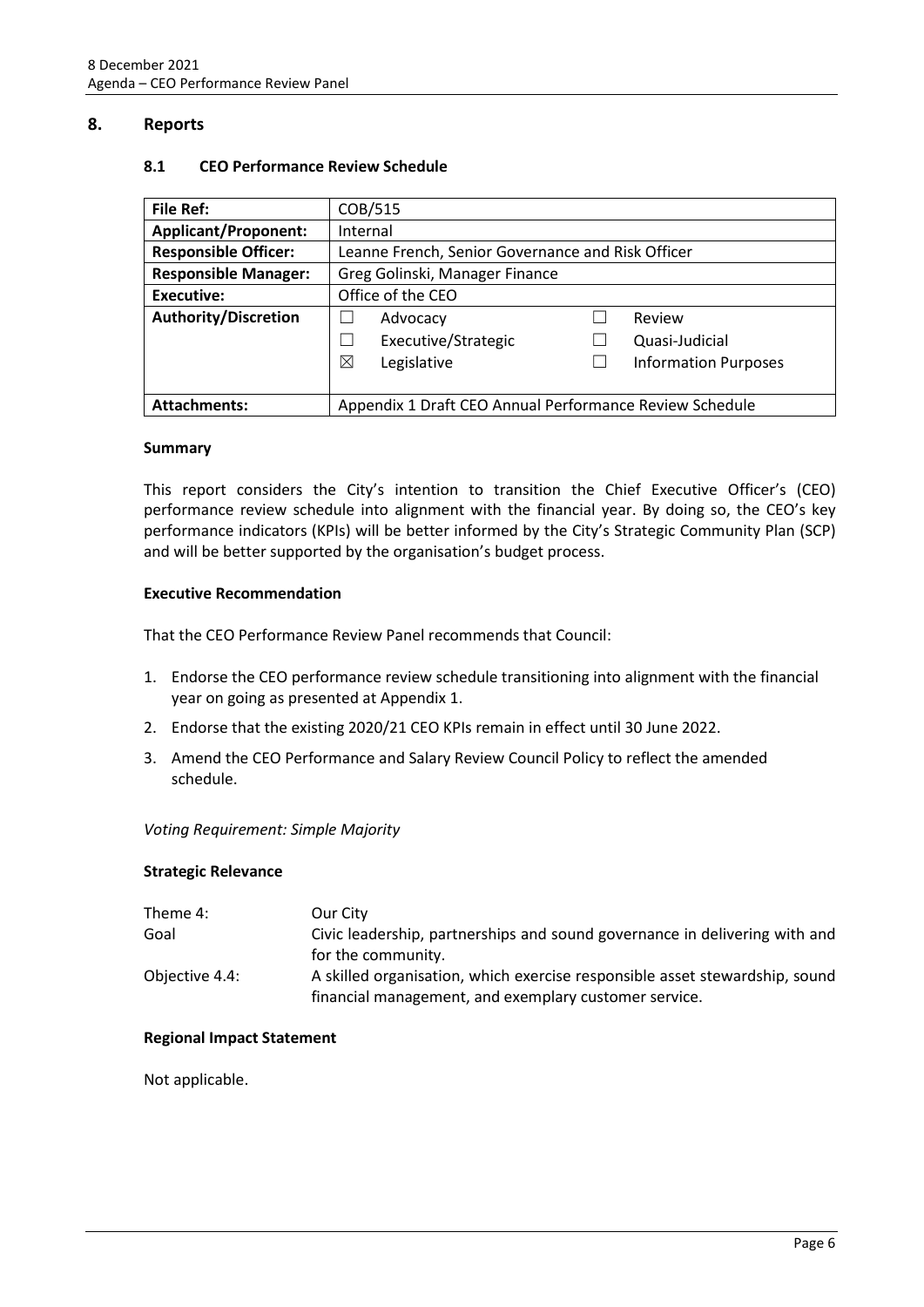## 8. Reports

### 8.1 CEO Performance Review Schedule

| | |
|---|---|
| **File Ref:** | COB/515 |
| **Applicant/Proponent:** | Internal |
| **Responsible Officer:** | Leanne French, Senior Governance and Risk Officer |
| **Responsible Manager:** | Greg Golinski, Manager Finance |
| **Executive:** | Office of the CEO |
| **Authority/Discretion** | ☐ Advocacy ☐ Executive/Strategic ☒ Legislative ☐ Review ☐ Quasi-Judicial ☐ Information Purposes |
| **Attachments:** | Appendix 1 Draft CEO Annual Performance Review Schedule |

**Summary**

This report considers the City's intention to transition the Chief Executive Officer's (CEO) performance review schedule into alignment with the financial year. By doing so, the CEO's key performance indicators (KPIs) will be better informed by the City's Strategic Community Plan (SCP) and will be better supported by the organisation's budget process.

**Executive Recommendation**

That the CEO Performance Review Panel recommends that Council:

1. Endorse the CEO performance review schedule transitioning into alignment with the financial year on going as presented at Appendix 1.
2. Endorse that the existing 2020/21 CEO KPIs remain in effect until 30 June 2022.
3. Amend the CEO Performance and Salary Review Council Policy to reflect the amended schedule.

*Voting Requirement: Simple Majority*

**Strategic Relevance**

| | |
|---|---|
| Theme 4: | Our City |
| Goal | Civic leadership, partnerships and sound governance in delivering with and for the community. |
| Objective 4.4: | A skilled organisation, which exercise responsible asset stewardship, sound financial management, and exemplary customer service. |

**Regional Impact Statement**

Not applicable.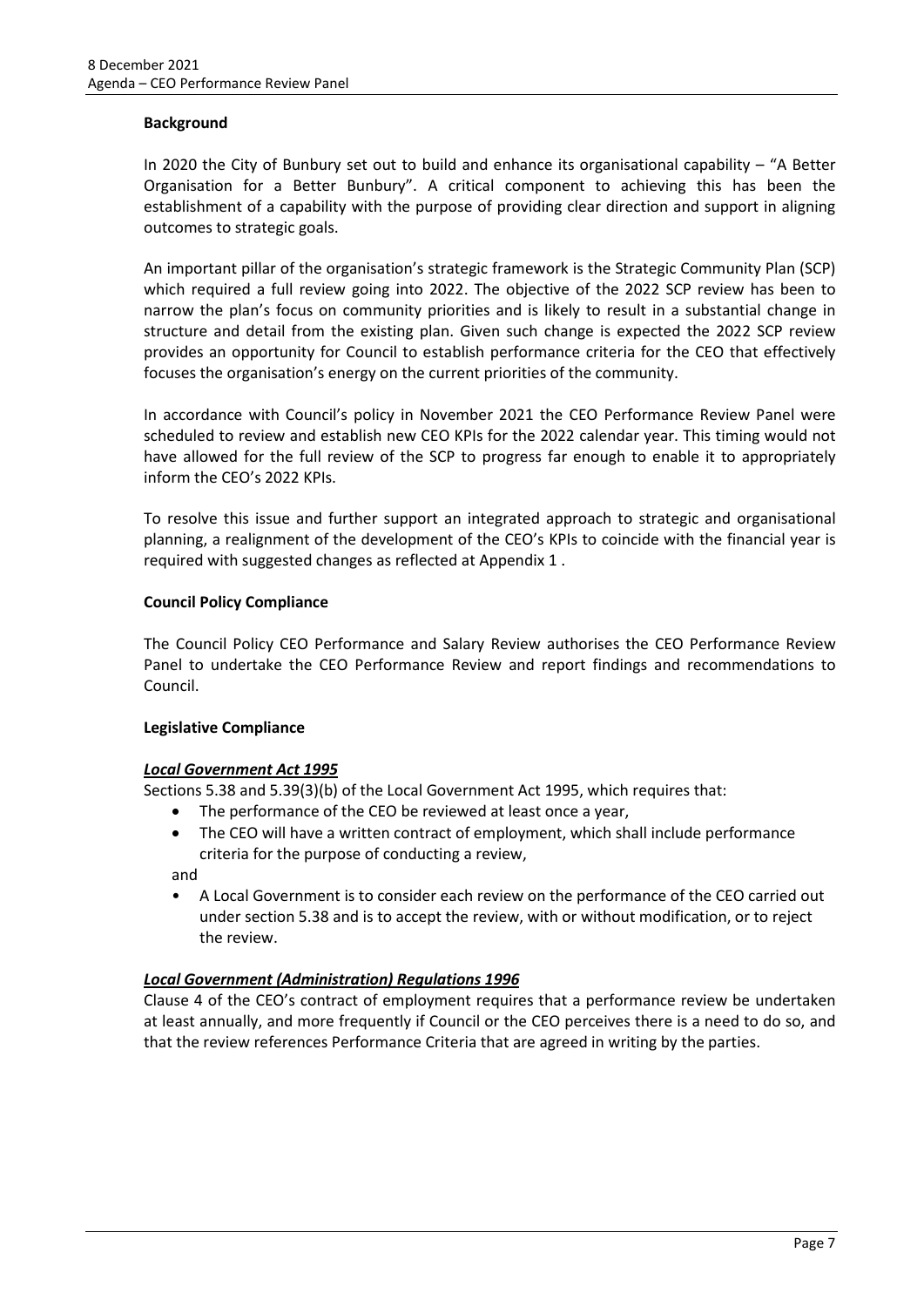**Background**

In 2020 the City of Bunbury set out to build and enhance its organisational capability – "A Better Organisation for a Better Bunbury". A critical component to achieving this has been the establishment of a capability with the purpose of providing clear direction and support in aligning outcomes to strategic goals.

An important pillar of the organisation's strategic framework is the Strategic Community Plan (SCP) which required a full review going into 2022. The objective of the 2022 SCP review has been to narrow the plan's focus on community priorities and is likely to result in a substantial change in structure and detail from the existing plan. Given such change is expected the 2022 SCP review provides an opportunity for Council to establish performance criteria for the CEO that effectively focuses the organisation's energy on the current priorities of the community.

In accordance with Council's policy in November 2021 the CEO Performance Review Panel were scheduled to review and establish new CEO KPIs for the 2022 calendar year. This timing would not have allowed for the full review of the SCP to progress far enough to enable it to appropriately inform the CEO's 2022 KPIs.

To resolve this issue and further support an integrated approach to strategic and organisational planning, a realignment of the development of the CEO's KPIs to coincide with the financial year is required with suggested changes as reflected at Appendix 1 .

**Council Policy Compliance**

The Council Policy CEO Performance and Salary Review authorises the CEO Performance Review Panel to undertake the CEO Performance Review and report findings and recommendations to Council.

**Legislative Compliance**

***Local Government Act 1995***

Sections 5.38 and 5.39(3)(b) of the Local Government Act 1995, which requires that:

- The performance of the CEO be reviewed at least once a year,
- The CEO will have a written contract of employment, which shall include performance criteria for the purpose of conducting a review,

and

- A Local Government is to consider each review on the performance of the CEO carried out under section 5.38 and is to accept the review, with or without modification, or to reject the review.

***Local Government (Administration) Regulations 1996***

Clause 4 of the CEO's contract of employment requires that a performance review be undertaken at least annually, and more frequently if Council or the CEO perceives there is a need to do so, and that the review references Performance Criteria that are agreed in writing by the parties.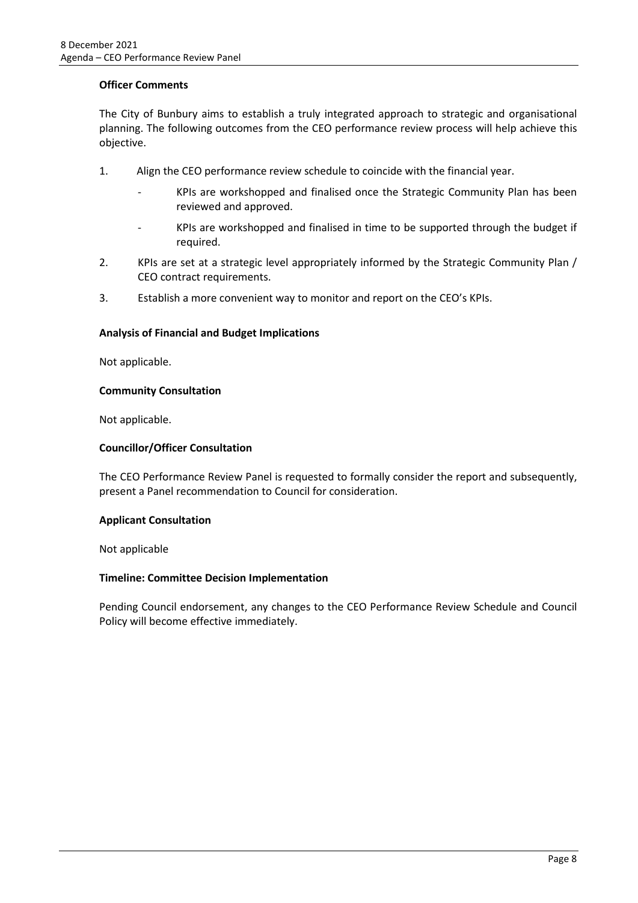**Officer Comments**

The City of Bunbury aims to establish a truly integrated approach to strategic and organisational planning. The following outcomes from the CEO performance review process will help achieve this objective.

1. Align the CEO performance review schedule to coincide with the financial year.
    - KPIs are workshopped and finalised once the Strategic Community Plan has been reviewed and approved.
    - KPIs are workshopped and finalised in time to be supported through the budget if required.
2. KPIs are set at a strategic level appropriately informed by the Strategic Community Plan / CEO contract requirements.
3. Establish a more convenient way to monitor and report on the CEO's KPIs.

**Analysis of Financial and Budget Implications**

Not applicable.

**Community Consultation**

Not applicable.

**Councillor/Officer Consultation**

The CEO Performance Review Panel is requested to formally consider the report and subsequently, present a Panel recommendation to Council for consideration.

**Applicant Consultation**

Not applicable

**Timeline: Committee Decision Implementation**

Pending Council endorsement, any changes to the CEO Performance Review Schedule and Council Policy will become effective immediately.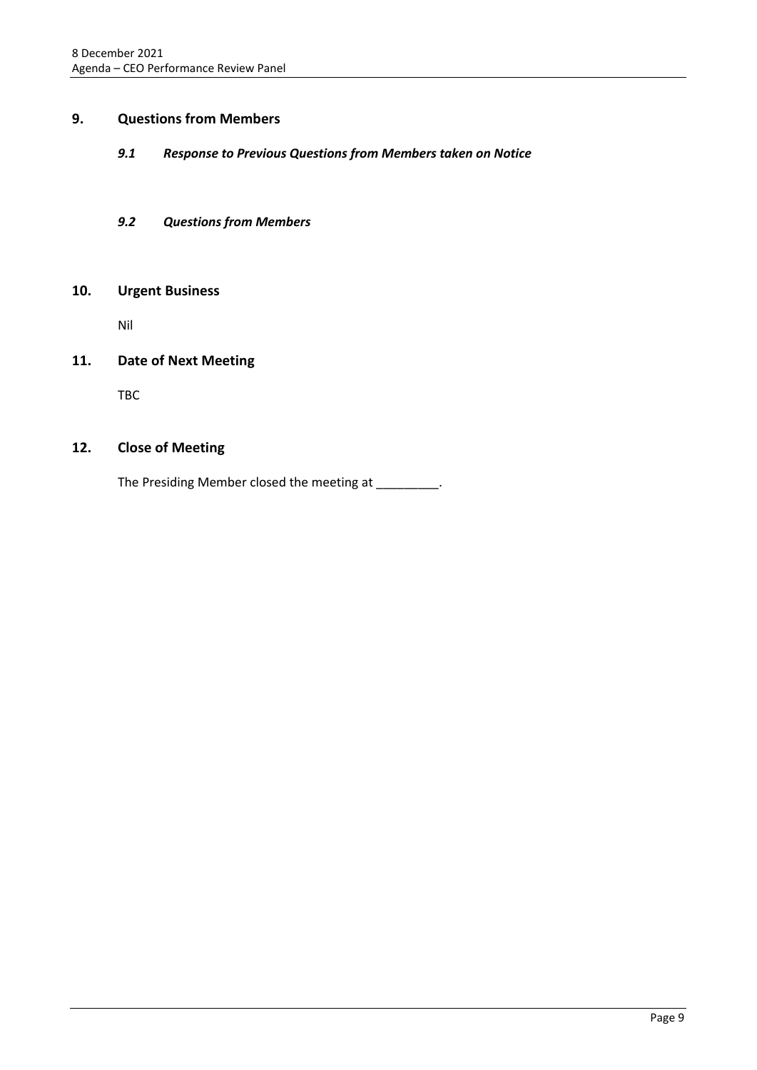## 9. Questions from Members

### *9.1 Response to Previous Questions from Members taken on Notice*

### *9.2 Questions from Members*

## 10. Urgent Business

Nil

## 11. Date of Next Meeting

TBC

## 12. Close of Meeting

The Presiding Member closed the meeting at _________.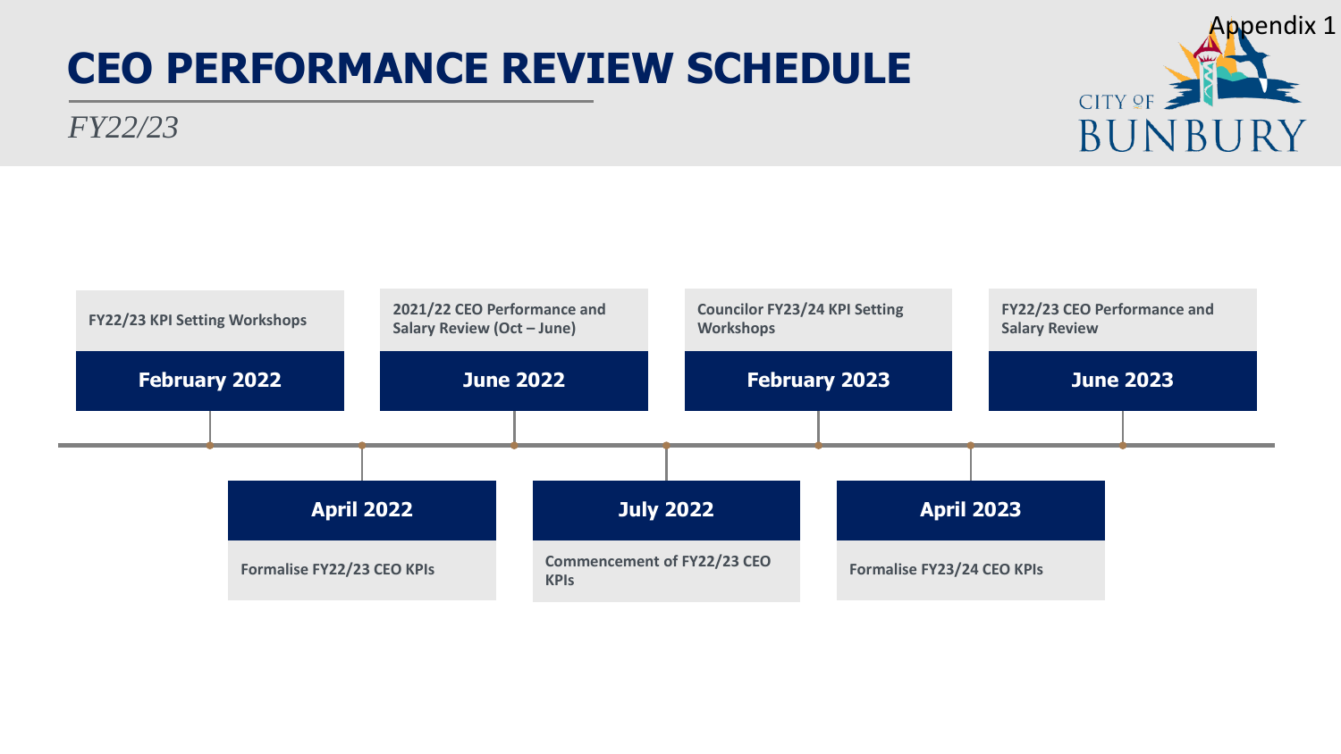Appendix 1

# CEO PERFORMANCE REVIEW SCHEDULE

*FY22/23*

**February 2022**
FY22/23 KPI Setting Workshops

**April 2022**
Formalise FY22/23 CEO KPIs

**June 2022**
2021/22 CEO Performance and Salary Review (Oct – June)

**July 2022**
Commencement of FY22/23 CEO KPIs

**February 2023**
Councilor FY23/24 KPI Setting Workshops

**April 2023**
Formalise FY23/24 CEO KPIs

**June 2023**
FY22/23 CEO Performance and Salary Review